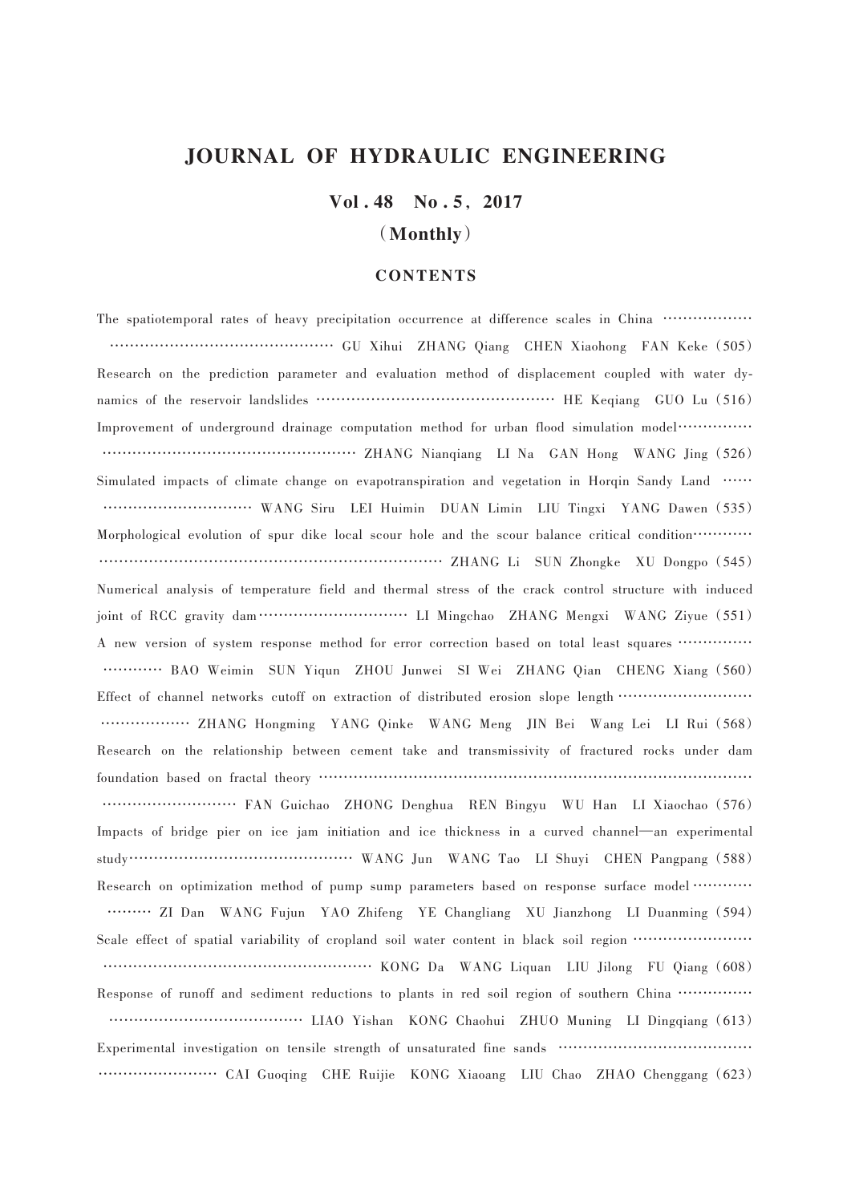# JOURNAL OF HYDRAULIC ENGINEERING

## Vol. 48 No. 5, 2017

**(Monthly)**

### CONTENTS

The spatiotemporal rates of heavy precipitation occurrence at difference scales in China ………………… GU Xihui ZHANG Qiang CHEN Xiaohong FAN Keke (505)

Research on the prediction parameter and evaluation method of displacement coupled with water dynamics of the reservoir landslides ………………… HE Keqiang GUO Lu (516)

Improvement of underground drainage computation method for urban flood simulation model ………………… ZHANG Nianqiang LI Na GAN Hong WANG Jing (526)

Simulated impacts of climate change on evapotranspiration and vegetation in Horqin Sandy Land ………………… WANG Siru LEI Huimin DUAN Limin LIU Tingxi YANG Dawen (535)

Morphological evolution of spur dike local scour hole and the scour balance critical condition ………………… ZHANG Li SUN Zhongke XU Dongpo (545)

Numerical analysis of temperature field and thermal stress of the crack control structure with induced joint of RCC gravity dam ………………… LI Mingchao ZHANG Mengxi WANG Ziyue (551)

A new version of system response method for error correction based on total least squares ………………… BAO Weimin SUN Yiqun ZHOU Junwei SI Wei ZHANG Qian CHENG Xiang (560)

Effect of channel networks cutoff on extraction of distributed erosion slope length ………………… ZHANG Hongming YANG Qinke WANG Meng JIN Bei Wang Lei LI Rui (568)

Research on the relationship between cement take and transmissivity of fractured rocks under dam foundation based on fractal theory ………………… FAN Guichao ZHONG Denghua REN Bingyu WU Han LI Xiaochao (576)

Impacts of bridge pier on ice jam initiation and ice thickness in a curved channel—an experimental study ………………… WANG Jun WANG Tao LI Shuyi CHEN Pangpang (588)

Research on optimization method of pump sump parameters based on response surface model ………………… ZI Dan WANG Fujun YAO Zhifeng YE Changliang XU Jianzhong LI Duanming (594)

Scale effect of spatial variability of cropland soil water content in black soil region ………………… KONG Da WANG Liquan LIU Jilong FU Qiang (608)

Response of runoff and sediment reductions to plants in red soil region of southern China ………………… LIAO Yishan KONG Chaohui ZHUO Muning LI Dingqiang (613)

Experimental investigation on tensile strength of unsaturated fine sands ………………… CAI Guoqing CHE Ruijie KONG Xiaoang LIU Chao ZHAO Chenggang (623)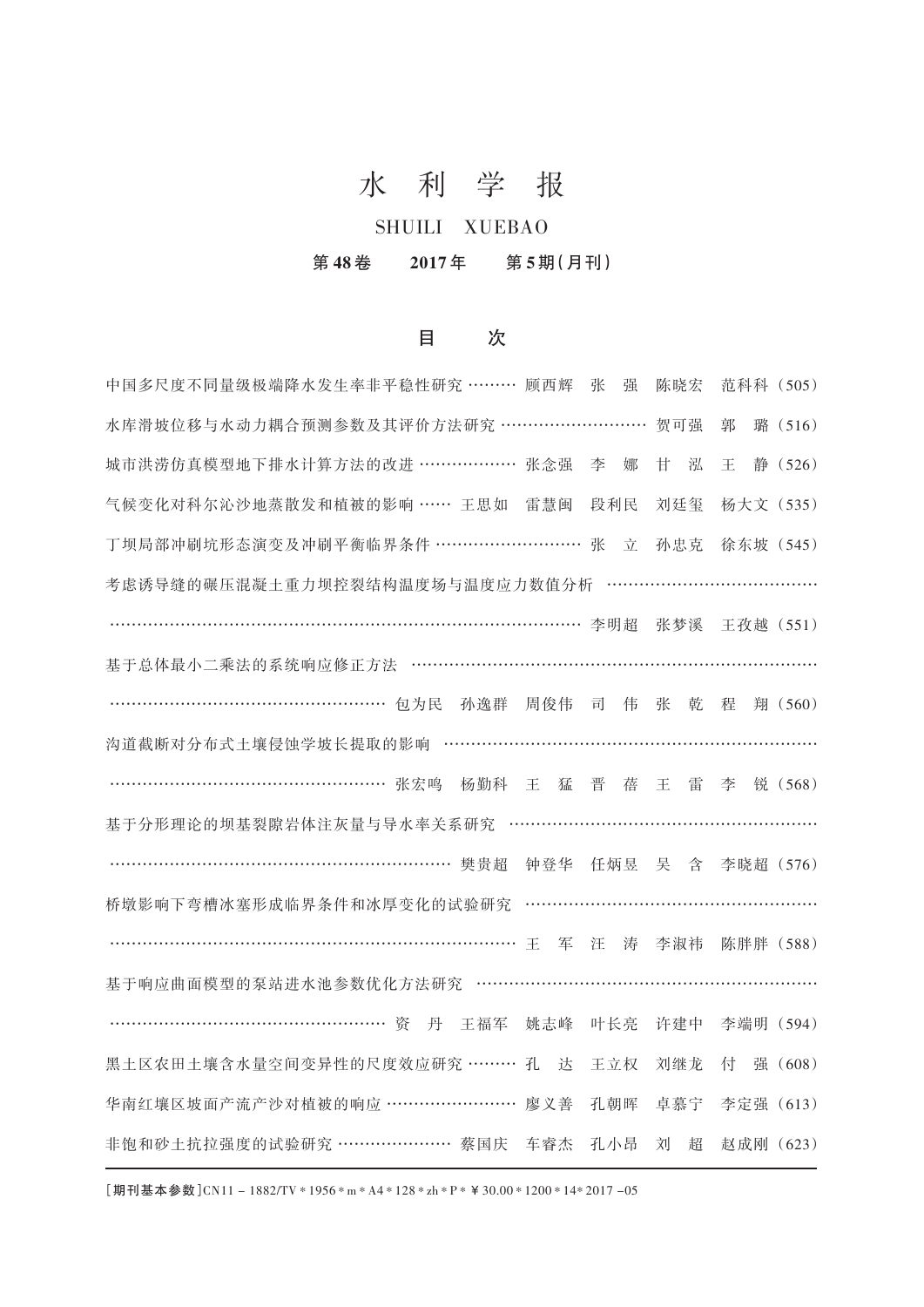# 水 利 学 报

SHUILI XUEBAO

**第 48 卷　　2017 年　　第 5 期（月刊）**

## 目　　次

中国多尺度不同量级极端降水发生率非平稳性研究 ……… 顾西辉　张　强　陈晓宏　范科科（505）

水库滑坡位移与水动力耦合预测参数及其评价方法研究 ……………………… 贺可强　郭　璐（516）

城市洪涝仿真模型地下排水计算方法的改进 ……………… 张念强　李　娜　甘　泓　王　静（526）

气候变化对科尔沁沙地蒸散发和植被的影响 …… 王思如　雷慧闽　段利民　刘廷玺　杨大文（535）

丁坝局部冲刷坑形态演变及冲刷平衡临界条件 ……………………… 张　立　孙忠克　徐东坡（545）

考虑诱导缝的碾压混凝土重力坝控裂结构温度场与温度应力数值分析 ……………………………………………………………………………………………… 李明超　张梦溪　王孜越（551）

基于总体最小二乘法的系统响应修正方法 ……………………………………………………………………………………… 包为民　孙逸群　周俊伟　司　伟　张　乾　程　翔（560）

沟道截断对分布式土壤侵蚀学坡长提取的影响 …………………………………………………………………………………… 张宏鸣　杨勤科　王　猛　晋　蓓　王　雷　李　锐（568）

基于分形理论的坝基裂隙岩体注灰量与导水率关系研究 ……………………………………………………………………………… 樊贵超　钟登华　任炳昱　吴　含　李晓超（576）

桥墩影响下弯槽冰塞形成临界条件和冰厚变化的试验研究 ……………………………………………………………………………………… 王　军　汪　涛　李淑祎　陈胖胖（588）

基于响应曲面模型的泵站进水池参数优化方法研究 ……………………………………………………………………………………… 资　丹　王福军　姚志峰　叶长亮　许建中　李端明（594）

黑土区农田土壤含水量空间变异性的尺度效应研究 ……… 孔　达　王立权　刘继龙　付　强（608）

华南红壤区坡面产流产沙对植被的响应 …………………… 廖义善　孔朝晖　卓慕宁　李定强（613）

非饱和砂土抗拉强度的试验研究 ………………… 蔡国庆　车睿杰　孔小昂　刘　超　赵成刚（623）

［**期刊基本参数**］CN11 – 1882/TV * 1956 * m * A4 * 128 * zh * P * ￥30.00 * 1200 * 14 * 2017 – 05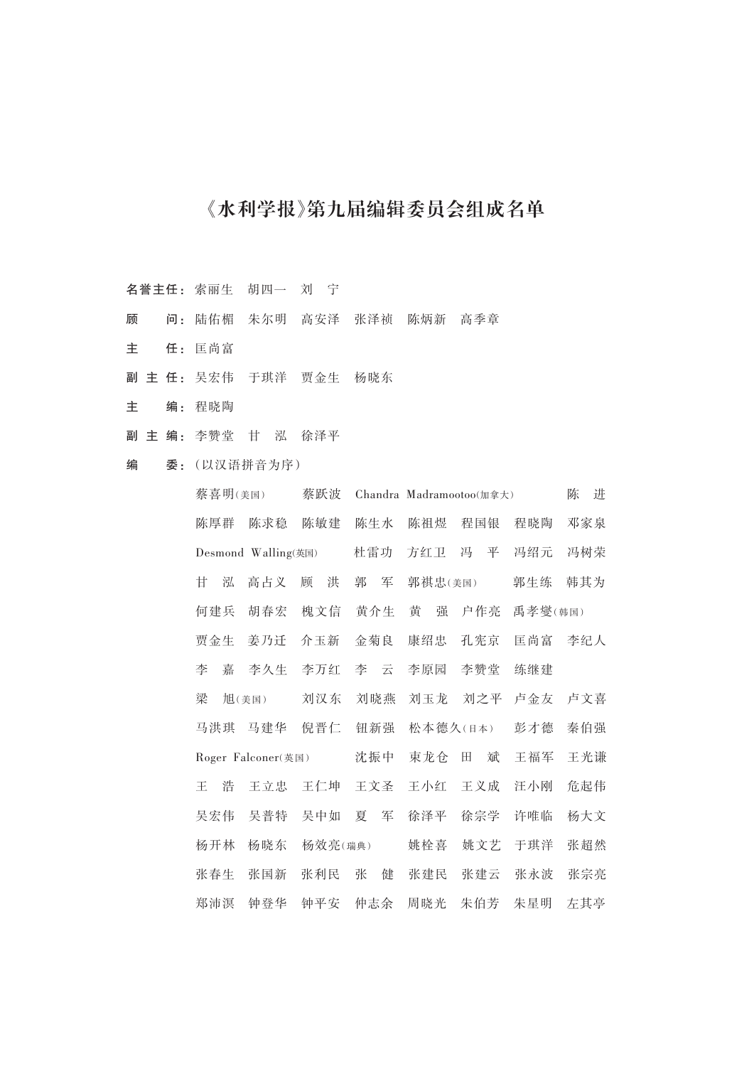# 《水利学报》第九届编辑委员会组成名单

**名誉主任：** 索丽生　胡四一　刘　宁

**顾　　问：** 陆佑楣　朱尔明　高安泽　张泽祯　陈炳新　高季章

**主　　任：** 匡尚富

**副 主 任：** 吴宏伟　于琪洋　贾金生　杨晓东

**主　　编：** 程晓陶

**副 主 编：** 李赞堂　甘　泓　徐泽平

**编　　委：**（以汉语拼音为序）

蔡喜明(美国)　蔡跃波　Chandra Madramootoo(加拿大)　陈　进
陈厚群　陈求稳　陈敏建　陈生水　陈祖煜　程国银　程晓陶　邓家泉
Desmond Walling(英国)　杜雷功　方红卫　冯　平　冯绍元　冯树荣
甘　泓　高占义　顾　洪　郭　军　郭祺忠(美国)　郭生练　韩其为
何建兵　胡春宏　槐文信　黄介生　黄　强　户作亮　禹孝燮(韩国)
贾金生　姜乃迁　介玉新　金菊良　康绍忠　孔宪京　匡尚富　李纪人
李　嘉　李久生　李万红　李　云　李原园　李赞堂　练继建
梁　旭(美国)　刘汉东　刘晓燕　刘玉龙　刘之平　卢金友　卢文喜
马洪琪　马建华　倪晋仁　钮新强　松本德久(日本)　彭才德　秦伯强
Roger Falconer(英国)　沈振中　束龙仓　田　斌　王福军　王光谦
王　浩　王立忠　王仁坤　王文圣　王小红　王义成　汪小刚　危起伟
吴宏伟　吴普特　吴中如　夏　军　徐泽平　徐宗学　许唯临　杨大文
杨开林　杨晓东　杨效亮(瑞典)　姚栓喜　姚文艺　于琪洋　张超然
张春生　张国新　张利民　张　健　张建民　张建云　张永波　张宗亮
郑沛溟　钟登华　钟平安　仲志余　周晓光　朱伯芳　朱星明　左其亭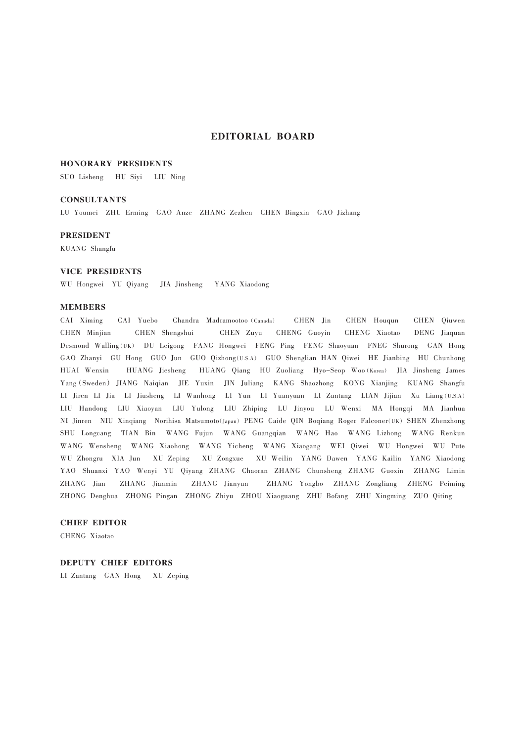# EDITORIAL BOARD

## HONORARY PRESIDENTS

SUO Lisheng HU Siyi LIU Ning

## CONSULTANTS

LU Youmei ZHU Erming GAO Anze ZHANG Zezhen CHEN Bingxin GAO Jizhang

## PRESIDENT

KUANG Shangfu

## VICE PRESIDENTS

WU Hongwei YU Qiyang JIA Jinsheng YANG Xiaodong

## MEMBERS

CAI Ximing CAI Yuebo Chandra Madramootoo (Canada) CHEN Jin CHEN Houqun CHEN Qiuwen CHEN Minjian CHEN Shengshui CHEN Zuyu CHENG Guoyin CHENG Xiaotao DENG Jiaquan Desmond Walling (UK) DU Leigong FANG Hongwei FENG Ping FENG Shaoyuan FNEG Shurong GAN Hong GAO Zhanyi GU Hong GUO Jun GUO Qizhong (U.S.A) GUO Shenglian HAN Qiwei HE Jianbing HU Chunhong HUAI Wenxin HUANG Jiesheng HUANG Qiang HU Zuoliang Hyo-Seop Woo (Korea) JIA Jinsheng James Yang (Sweden) JIANG Naiqian JIE Yuxin JIN Juliang KANG Shaozhong KONG Xianjing KUANG Shangfu LI Jiren LI Jia LI Jiusheng LI Wanhong LI Yun LI Yuanyuan LI Zantang LIAN Jijian Xu Liang (U.S.A) LIU Handong LIU Xiaoyan LIU Yulong LIU Zhiping LU Jinyou LU Wenxi MA Hongqi MA Jianhua NI Jinren NIU Xinqiang Norihisa Matsumoto (Japan) PENG Caide QIN Boqiang Roger Falconer (UK) SHEN Zhenzhong SHU Longcang TIAN Bin WANG Fujun WANG Guangqian WANG Hao WANG Lizhong WANG Renkun WANG Wensheng WANG Xiaohong WANG Yicheng WANG Xiaogang WEI Qiwei WU Hongwei WU Pute WU Zhongru XIA Jun XU Zeping XU Zongxue XU Weilin YANG Dawen YANG Kailin YANG Xiaodong YAO Shuanxi YAO Wenyi YU Qiyang ZHANG Chaoran ZHANG Chunsheng ZHANG Guoxin ZHANG Limin ZHANG Jian ZHANG Jianmin ZHANG Jianyun ZHANG Yongbo ZHANG Zongliang ZHENG Peiming ZHONG Denghua ZHONG Pingan ZHONG Zhiyu ZHOU Xiaoguang ZHU Bofang ZHU Xingming ZUO Qiting

## CHIEF EDITOR

CHENG Xiaotao

## DEPUTY CHIEF EDITORS

LI Zantang GAN Hong XU Zeping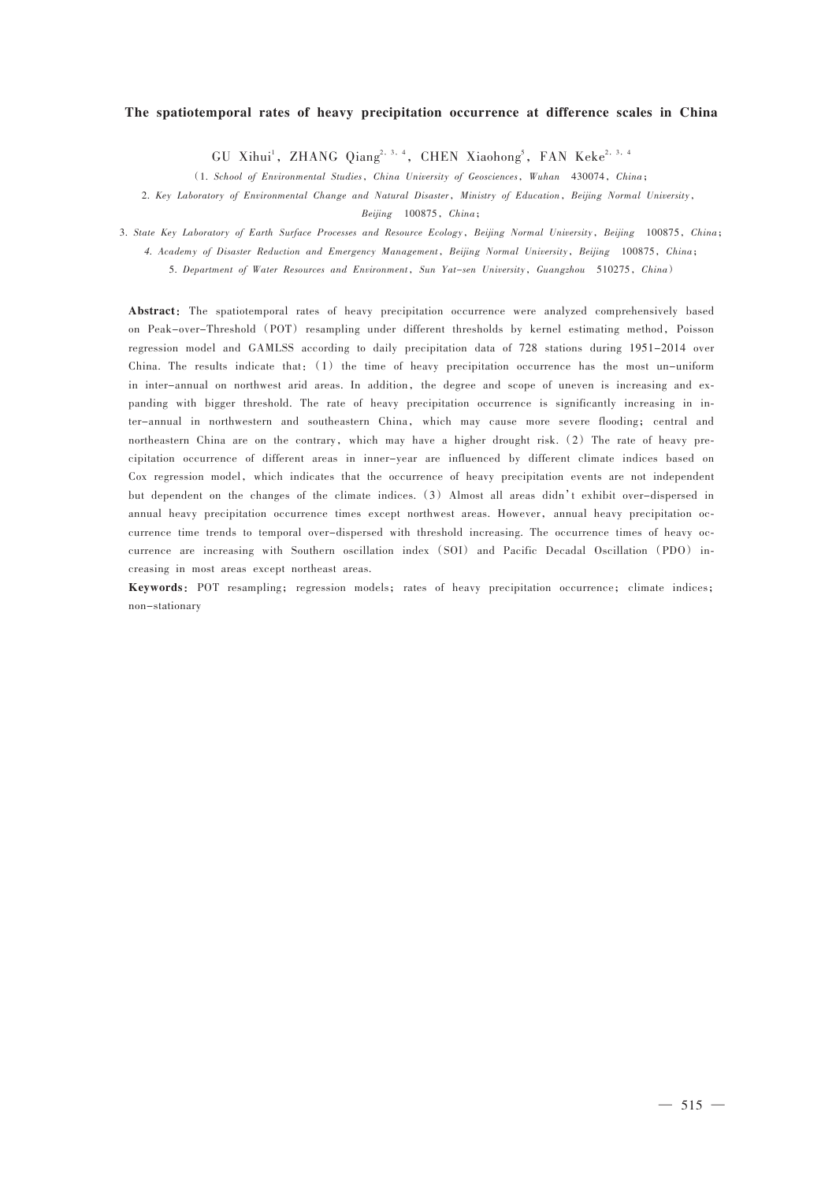## The spatiotemporal rates of heavy precipitation occurrence at difference scales in China

GU Xihui[1], ZHANG Qiang[2, 3, 4], CHEN Xiaohong[5], FAN Keke[2, 3, 4]

(1. *School of Environmental Studies, China University of Geosciences, Wuhan 430074, China*;

2. *Key Laboratory of Environmental Change and Natural Disaster, Ministry of Education, Beijing Normal University, Beijing 100875, China*;

3. *State Key Laboratory of Earth Surface Processes and Resource Ecology, Beijing Normal University, Beijing 100875, China*;

4. *Academy of Disaster Reduction and Emergency Management, Beijing Normal University, Beijing 100875, China*;

5. *Department of Water Resources and Environment, Sun Yat-sen University, Guangzhou 510275, China*)

**Abstract**: The spatiotemporal rates of heavy precipitation occurrence were analyzed comprehensively based on Peak-over-Threshold (POT) resampling under different thresholds by kernel estimating method, Poisson regression model and GAMLSS according to daily precipitation data of 728 stations during 1951–2014 over China. The results indicate that: (1) the time of heavy precipitation occurrence has the most un-uniform in inter-annual on northwest arid areas. In addition, the degree and scope of uneven is increasing and expanding with bigger threshold. The rate of heavy precipitation occurrence is significantly increasing in inter-annual in northwestern and southeastern China, which may cause more severe flooding; central and northeastern China are on the contrary, which may have a higher drought risk. (2) The rate of heavy precipitation occurrence of different areas in inner-year are influenced by different climate indices based on Cox regression model, which indicates that the occurrence of heavy precipitation events are not independent but dependent on the changes of the climate indices. (3) Almost all areas didn't exhibit over-dispersed in annual heavy precipitation occurrence times except northwest areas. However, annual heavy precipitation occurrence time trends to temporal over-dispersed with threshold increasing. The occurrence times of heavy occurrence are increasing with Southern oscillation index (SOI) and Pacific Decadal Oscillation (PDO) increasing in most areas except northeast areas.

**Keywords**: POT resampling; regression models; rates of heavy precipitation occurrence; climate indices; non-stationary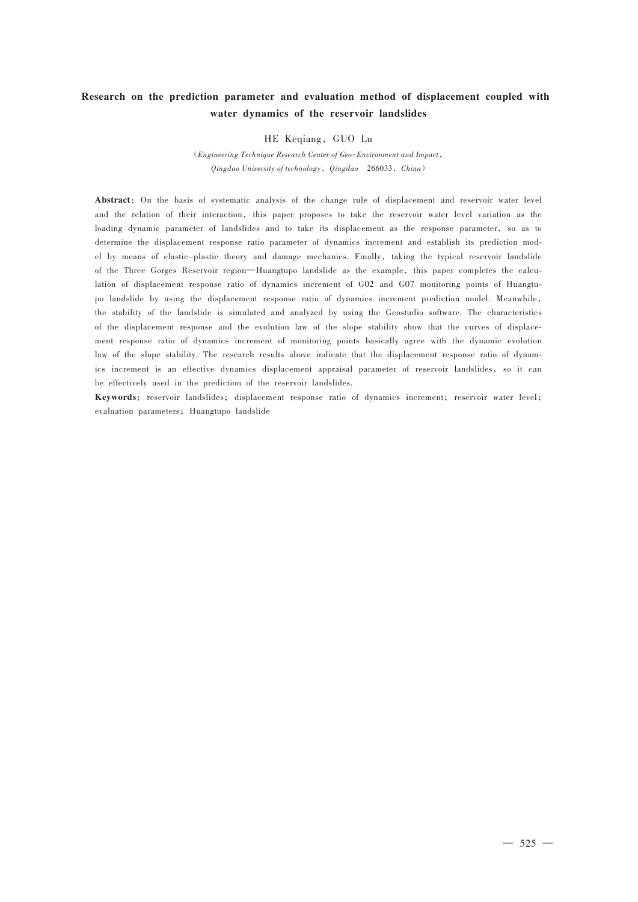# Research on the prediction parameter and evaluation method of displacement coupled with water dynamics of the reservoir landslides

HE Keqiang, GUO Lu

(*Engineering Technique Research Center of Geo-Environment and Impact*, *Qingdao University of technology*, *Qingdao* 266033, *China*)

**Abstract**: On the basis of systematic analysis of the change rule of displacement and reservoir water level and the relation of their interaction, this paper proposes to take the reservoir water level variation as the loading dynamic parameter of landslides and to take its displacement as the response parameter, so as to determine the displacement response ratio parameter of dynamics increment and establish its prediction model by means of elastic-plastic theory and damage mechanics. Finally, taking the typical reservoir landslide of the Three Gorges Reservoir region—Huangtupo landslide as the example, this paper completes the calculation of displacement response ratio of dynamics increment of G02 and G07 monitoring points of Huangtupo landslide by using the displacement response ratio of dynamics increment prediction model. Meanwhile, the stability of the landslide is simulated and analyzed by using the Geostudio software. The characteristics of the displacement response and the evolution law of the slope stability show that the curves of displacement response ratio of dynamics increment of monitoring points basically agree with the dynamic evolution law of the slope stability. The research results above indicate that the displacement response ratio of dynamics increment is an effective dynamics displacement appraisal parameter of reservoir landslides, so it can be effectively used in the prediction of the reservoir landslides.

**Keywords**: reservoir landslides; displacement response ratio of dynamics increment; reservoir water level; evaluation parameters; Huangtupo landslide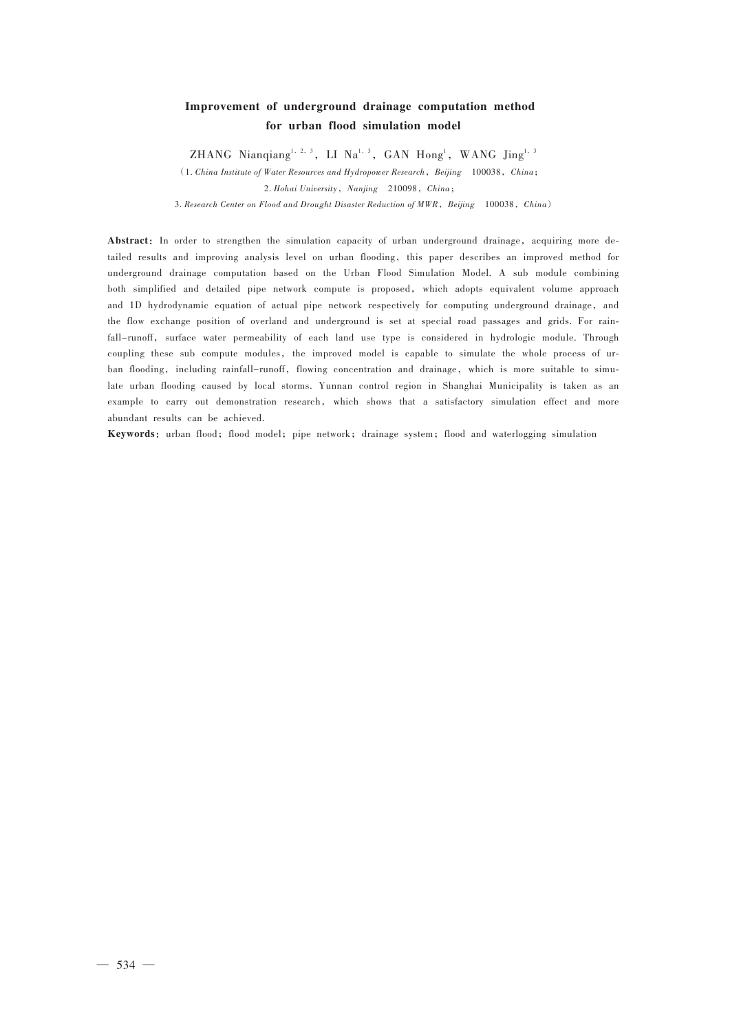# Improvement of underground drainage computation method for urban flood simulation model

ZHANG Nianqiang[1,2,3], LI Na[1,3], GAN Hong[1], WANG Jing[1,3]

(1. *China Institute of Water Resources and Hydropower Research*, *Beijing* 100038, *China*;
2. *Hohai University*, *Nanjing* 210098, *China*;
3. *Research Center on Flood and Drought Disaster Reduction of MWR*, *Beijing* 100038, *China*)

**Abstract**: In order to strengthen the simulation capacity of urban underground drainage, acquiring more detailed results and improving analysis level on urban flooding, this paper describes an improved method for underground drainage computation based on the Urban Flood Simulation Model. A sub module combining both simplified and detailed pipe network compute is proposed, which adopts equivalent volume approach and 1D hydrodynamic equation of actual pipe network respectively for computing underground drainage, and the flow exchange position of overland and underground is set at special road passages and grids. For rainfall-runoff, surface water permeability of each land use type is considered in hydrologic module. Through coupling these sub compute modules, the improved model is capable to simulate the whole process of urban flooding, including rainfall-runoff, flowing concentration and drainage, which is more suitable to simulate urban flooding caused by local storms. Yunnan control region in Shanghai Municipality is taken as an example to carry out demonstration research, which shows that a satisfactory simulation effect and more abundant results can be achieved.

**Keywords**: urban flood; flood model; pipe network; drainage system; flood and waterlogging simulation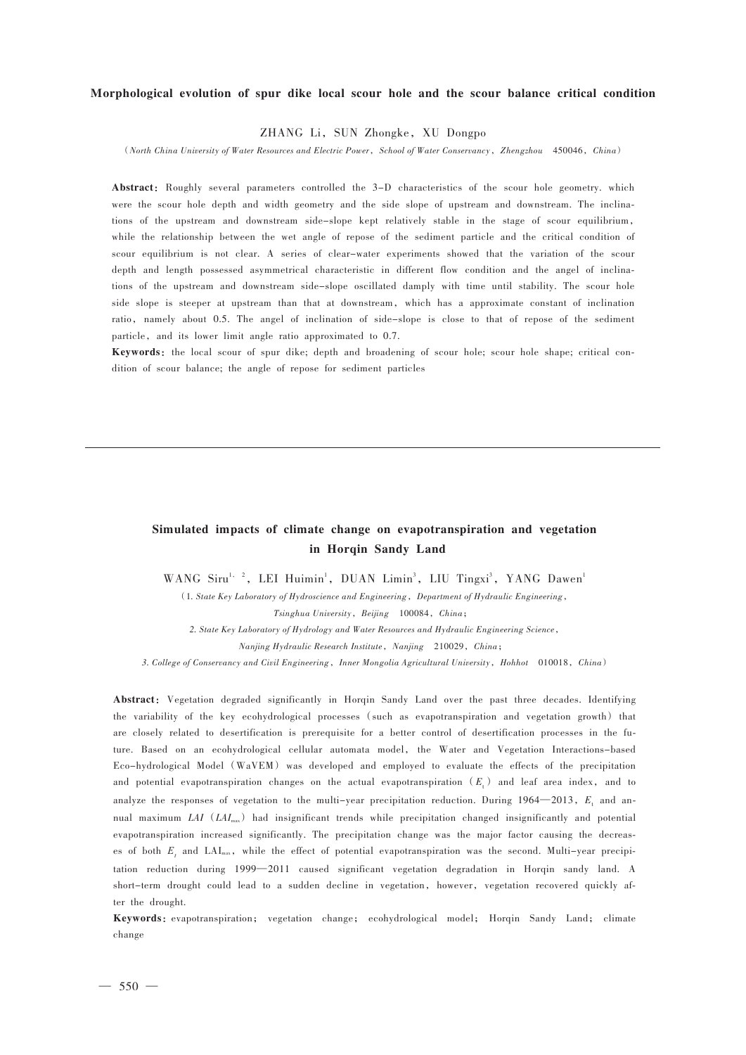## Morphological evolution of spur dike local scour hole and the scour balance critical condition

ZHANG Li, SUN Zhongke, XU Dongpo

(*North China University of Water Resources and Electric Power, School of Water Conservancy, Zhengzhou 450046, China*)

**Abstract**: Roughly several parameters controlled the 3-D characteristics of the scour hole geometry. which were the scour hole depth and width geometry and the side slope of upstream and downstream. The inclinations of the upstream and downstream side-slope kept relatively stable in the stage of scour equilibrium, while the relationship between the wet angle of repose of the sediment particle and the critical condition of scour equilibrium is not clear. A series of clear-water experiments showed that the variation of the scour depth and length possessed asymmetrical characteristic in different flow condition and the angel of inclinations of the upstream and downstream side-slope oscillated damply with time until stability. The scour hole side slope is steeper at upstream than that at downstream, which has a approximate constant of inclination ratio, namely about 0.5. The angel of inclination of side-slope is close to that of repose of the sediment particle, and its lower limit angle ratio approximated to 0.7.

**Keywords**: the local scour of spur dike; depth and broadening of scour hole; scour hole shape; critical condition of scour balance; the angle of repose for sediment particles

---

## Simulated impacts of climate change on evapotranspiration and vegetation in Horqin Sandy Land

WANG Siru[1,2], LEI Huimin[1], DUAN Limin[3], LIU Tingxi[3], YANG Dawen[1]

(1. *State Key Laboratory of Hydroscience and Engineering, Department of Hydraulic Engineering, Tsinghua University, Beijing 100084, China*;

2. *State Key Laboratory of Hydrology and Water Resources and Hydraulic Engineering Science, Nanjing Hydraulic Research Institute, Nanjing 210029, China*;

3. *College of Conservancy and Civil Engineering, Inner Mongolia Agricultural University, Hohhot 010018, China*)

**Abstract**: Vegetation degraded significantly in Horqin Sandy Land over the past three decades. Identifying the variability of the key ecohydrological processes (such as evapotranspiration and vegetation growth) that are closely related to desertification is prerequisite for a better control of desertification processes in the future. Based on an ecohydrological cellular automata model, the Water and Vegetation Interactions-based Eco-hydrological Model (WaVEM) was developed and employed to evaluate the effects of the precipitation and potential evapotranspiration changes on the actual evapotranspiration ($E_t$) and leaf area index, and to analyze the responses of vegetation to the multi-year precipitation reduction. During 1964—2013, $E_t$ and annual maximum *LAI* ($LAI_{max}$) had insignificant trends while precipitation changed insignificantly and potential evapotranspiration increased significantly. The precipitation change was the major factor causing the decreases of both $E_t$ and $LAI_{max}$, while the effect of potential evapotranspiration was the second. Multi-year precipitation reduction during 1999—2011 caused significant vegetation degradation in Horqin sandy land. A short-term drought could lead to a sudden decline in vegetation, however, vegetation recovered quickly after the drought.

**Keywords**: evapotranspiration; vegetation change; ecohydrological model; Horqin Sandy Land; climate change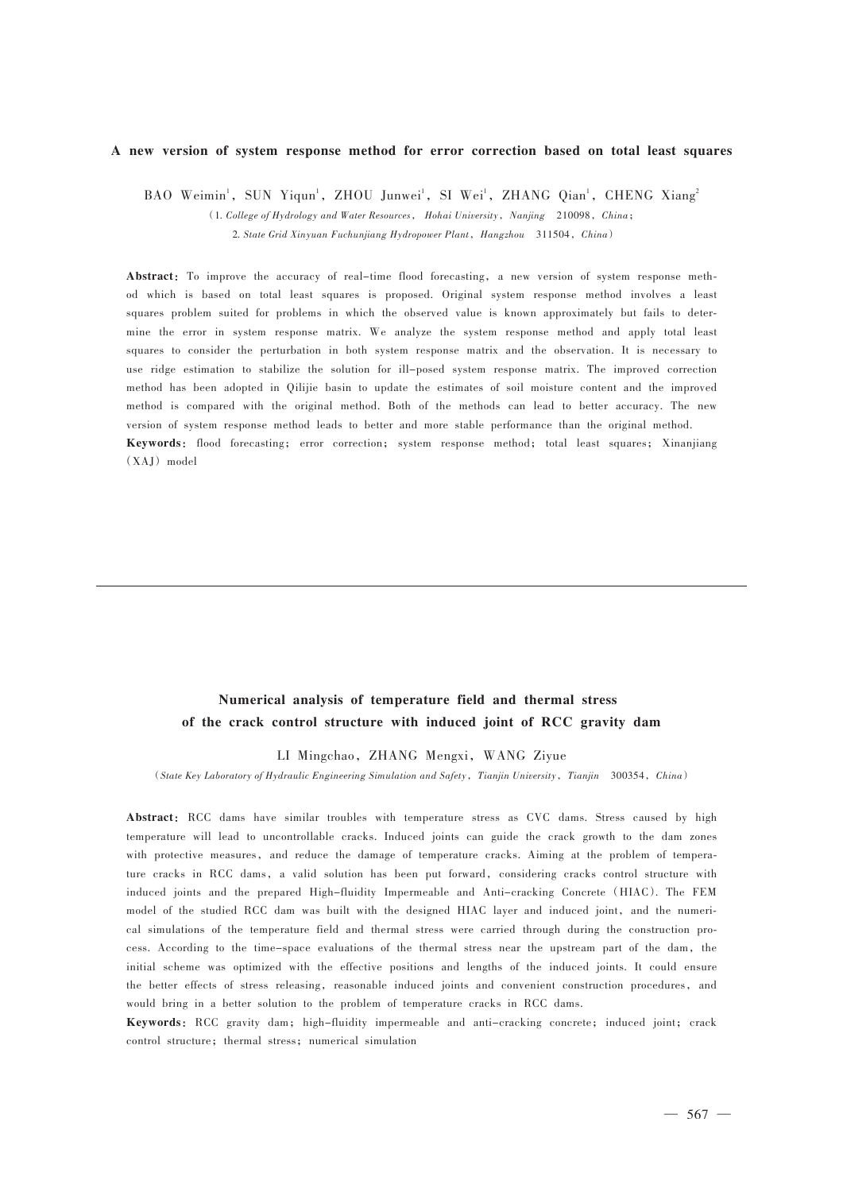## A new version of system response method for error correction based on total least squares

BAO Weimin[1], SUN Yiqun[1], ZHOU Junwei[1], SI Wei[1], ZHANG Qian[1], CHENG Xiang[2]

(1. *College of Hydrology and Water Resources, Hohai University, Nanjing 210098, China*;
2. *State Grid Xinyuan Fuchunjiang Hydropower Plant, Hangzhou 311504, China*)

**Abstract**: To improve the accuracy of real-time flood forecasting, a new version of system response method which is based on total least squares is proposed. Original system response method involves a least squares problem suited for problems in which the observed value is known approximately but fails to determine the error in system response matrix. We analyze the system response method and apply total least squares to consider the perturbation in both system response matrix and the observation. It is necessary to use ridge estimation to stabilize the solution for ill-posed system response matrix. The improved correction method has been adopted in Qilijie basin to update the estimates of soil moisture content and the improved method is compared with the original method. Both of the methods can lead to better accuracy. The new version of system response method leads to better and more stable performance than the original method.

**Keywords**: flood forecasting; error correction; system response method; total least squares; Xinanjiang (XAJ) model

---

## Numerical analysis of temperature field and thermal stress of the crack control structure with induced joint of RCC gravity dam

LI Mingchao, ZHANG Mengxi, WANG Ziyue

(*State Key Laboratory of Hydraulic Engineering Simulation and Safety, Tianjin University, Tianjin 300354, China*)

**Abstract**: RCC dams have similar troubles with temperature stress as CVC dams. Stress caused by high temperature will lead to uncontrollable cracks. Induced joints can guide the crack growth to the dam zones with protective measures, and reduce the damage of temperature cracks. Aiming at the problem of temperature cracks in RCC dams, a valid solution has been put forward, considering cracks control structure with induced joints and the prepared High-fluidity Impermeable and Anti-cracking Concrete (HIAC). The FEM model of the studied RCC dam was built with the designed HIAC layer and induced joint, and the numerical simulations of the temperature field and thermal stress were carried through during the construction process. According to the time-space evaluations of the thermal stress near the upstream part of the dam, the initial scheme was optimized with the effective positions and lengths of the induced joints. It could ensure the better effects of stress releasing, reasonable induced joints and convenient construction procedures, and would bring in a better solution to the problem of temperature cracks in RCC dams.

**Keywords**: RCC gravity dam; high-fluidity impermeable and anti-cracking concrete; induced joint; crack control structure; thermal stress; numerical simulation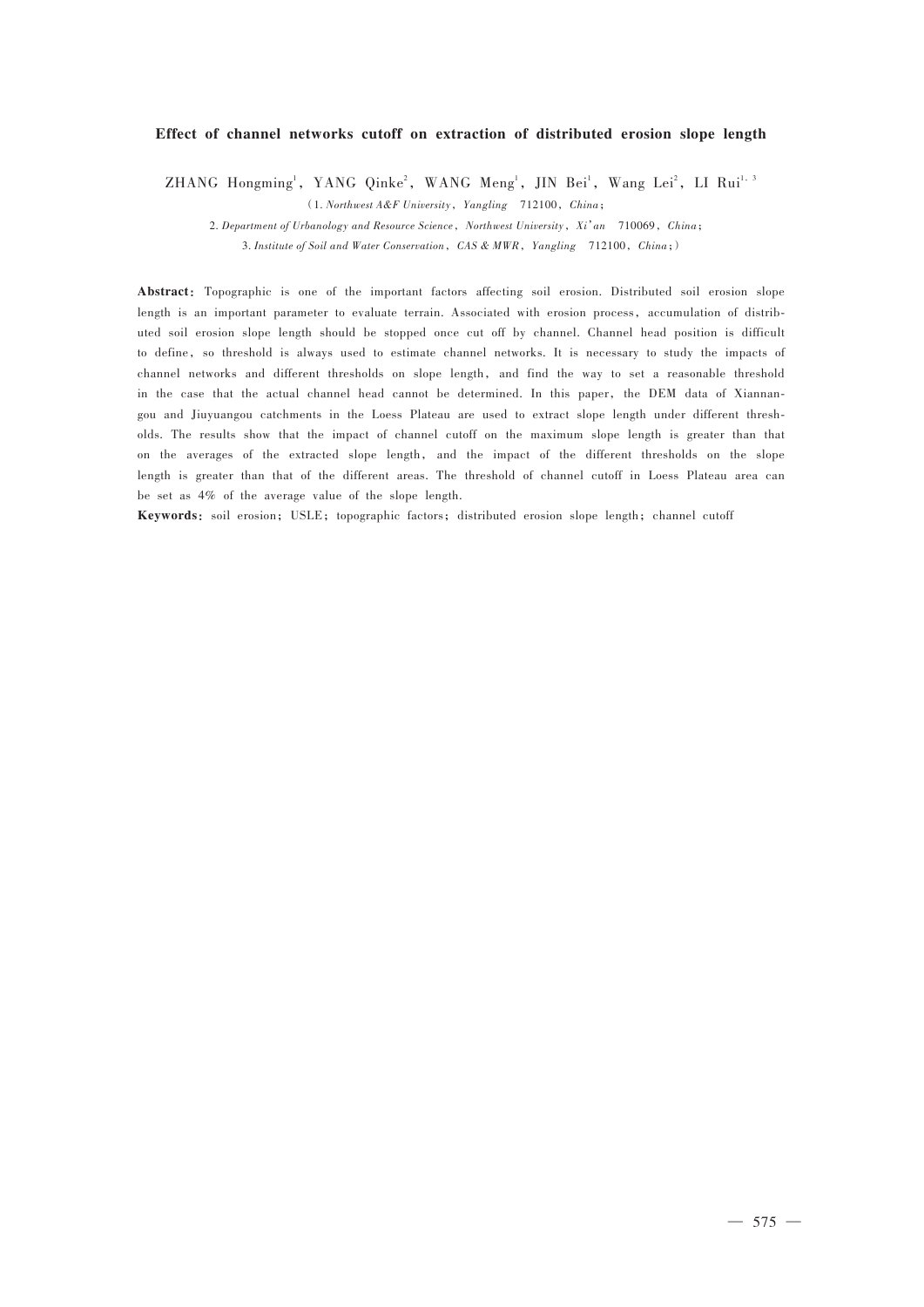## Effect of channel networks cutoff on extraction of distributed erosion slope length

ZHANG Hongming[1], YANG Qinke[2], WANG Meng[1], JIN Bei[1], Wang Lei[2], LI Rui[1,3]

(1. *Northwest A&F University*, *Yangling* 712100, *China*;

2. *Department of Urbanology and Resource Science*, *Northwest University*, *Xi'an* 710069, *China*;

3. *Institute of Soil and Water Conservation*, *CAS & MWR*, *Yangling* 712100, *China*;)

**Abstract**: Topographic is one of the important factors affecting soil erosion. Distributed soil erosion slope length is an important parameter to evaluate terrain. Associated with erosion process, accumulation of distributed soil erosion slope length should be stopped once cut off by channel. Channel head position is difficult to define, so threshold is always used to estimate channel networks. It is necessary to study the impacts of channel networks and different thresholds on slope length, and find the way to set a reasonable threshold in the case that the actual channel head cannot be determined. In this paper, the DEM data of Xiannangou and Jiuyuangou catchments in the Loess Plateau are used to extract slope length under different thresholds. The results show that the impact of channel cutoff on the maximum slope length is greater than that on the averages of the extracted slope length, and the impact of the different thresholds on the slope length is greater than that of the different areas. The threshold of channel cutoff in Loess Plateau area can be set as 4% of the average value of the slope length.

**Keywords**: soil erosion; USLE; topographic factors; distributed erosion slope length; channel cutoff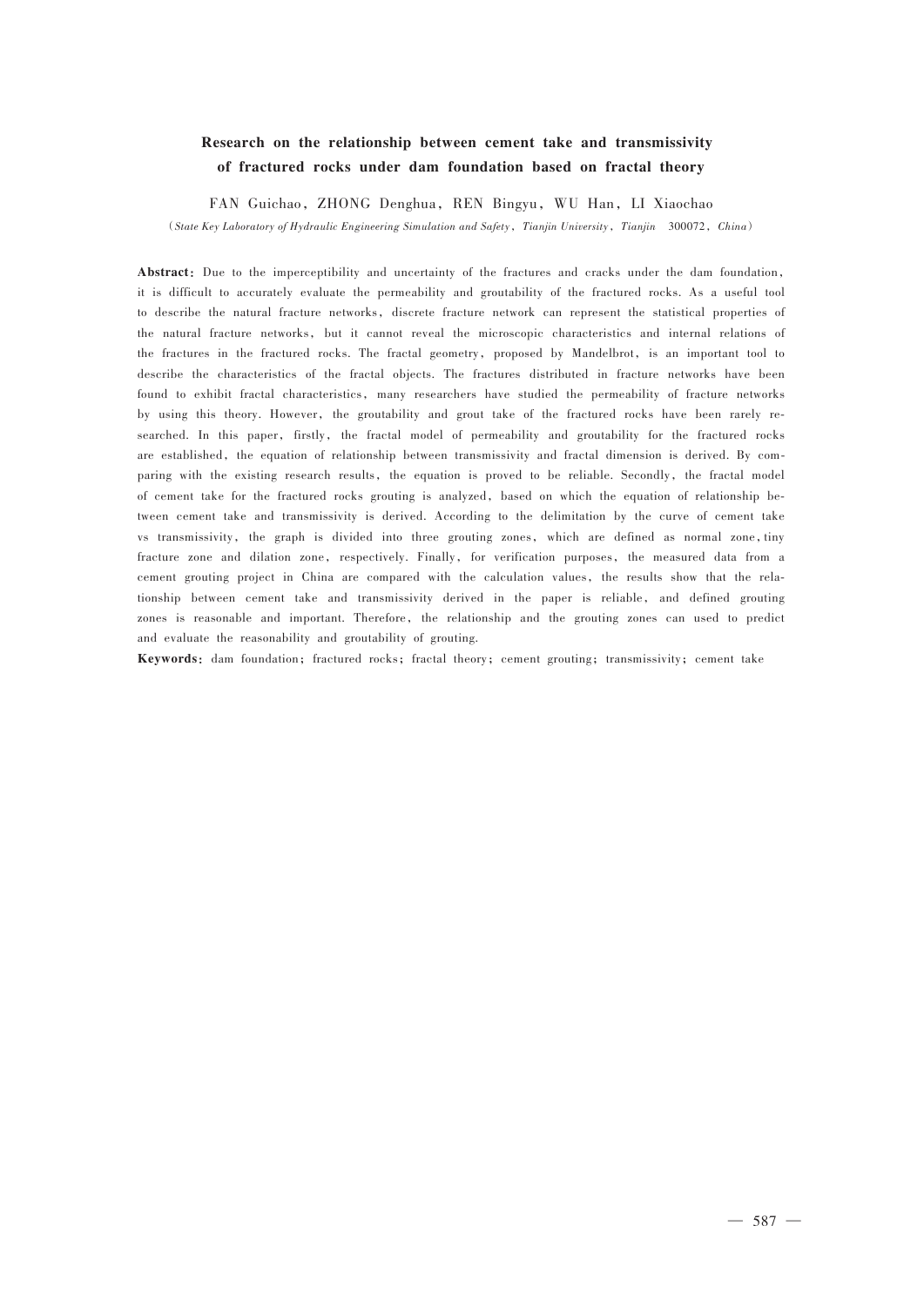# Research on the relationship between cement take and transmissivity of fractured rocks under dam foundation based on fractal theory

FAN Guichao, ZHONG Denghua, REN Bingyu, WU Han, LI Xiaochao

(*State Key Laboratory of Hydraulic Engineering Simulation and Safety, Tianjin University, Tianjin* 300072, *China*)

**Abstract**: Due to the imperceptibility and uncertainty of the fractures and cracks under the dam foundation, it is difficult to accurately evaluate the permeability and groutability of the fractured rocks. As a useful tool to describe the natural fracture networks, discrete fracture network can represent the statistical properties of the natural fracture networks, but it cannot reveal the microscopic characteristics and internal relations of the fractures in the fractured rocks. The fractal geometry, proposed by Mandelbrot, is an important tool to describe the characteristics of the fractal objects. The fractures distributed in fracture networks have been found to exhibit fractal characteristics, many researchers have studied the permeability of fracture networks by using this theory. However, the groutability and grout take of the fractured rocks have been rarely researched. In this paper, firstly, the fractal model of permeability and groutability for the fractured rocks are established, the equation of relationship between transmissivity and fractal dimension is derived. By comparing with the existing research results, the equation is proved to be reliable. Secondly, the fractal model of cement take for the fractured rocks grouting is analyzed, based on which the equation of relationship between cement take and transmissivity is derived. According to the delimitation by the curve of cement take vs transmissivity, the graph is divided into three grouting zones, which are defined as normal zone, tiny fracture zone and dilation zone, respectively. Finally, for verification purposes, the measured data from a cement grouting project in China are compared with the calculation values, the results show that the relationship between cement take and transmissivity derived in the paper is reliable, and defined grouting zones is reasonable and important. Therefore, the relationship and the grouting zones can used to predict and evaluate the reasonability and groutability of grouting.

**Keywords**: dam foundation; fractured rocks; fractal theory; cement grouting; transmissivity; cement take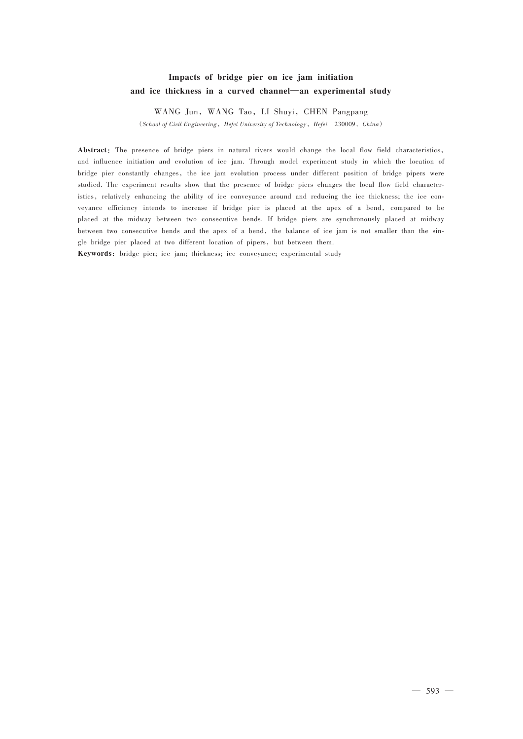# Impacts of bridge pier on ice jam initiation and ice thickness in a curved channel—an experimental study

WANG Jun, WANG Tao, LI Shuyi, CHEN Pangpang

(*School of Civil Engineering, Hefei University of Technology, Hefei 230009, China*)

**Abstract**: The presence of bridge piers in natural rivers would change the local flow field characteristics, and influence initiation and evolution of ice jam. Through model experiment study in which the location of bridge pier constantly changes, the ice jam evolution process under different position of bridge pipers were studied. The experiment results show that the presence of bridge piers changes the local flow field characteristics, relatively enhancing the ability of ice conveyance around and reducing the ice thickness; the ice conveyance efficiency intends to increase if bridge pier is placed at the apex of a bend, compared to be placed at the midway between two consecutive bends. If bridge piers are synchronously placed at midway between two consecutive bends and the apex of a bend, the balance of ice jam is not smaller than the single bridge pier placed at two different location of pipers, but between them.

**Keywords**: bridge pier; ice jam; thickness; ice conveyance; experimental study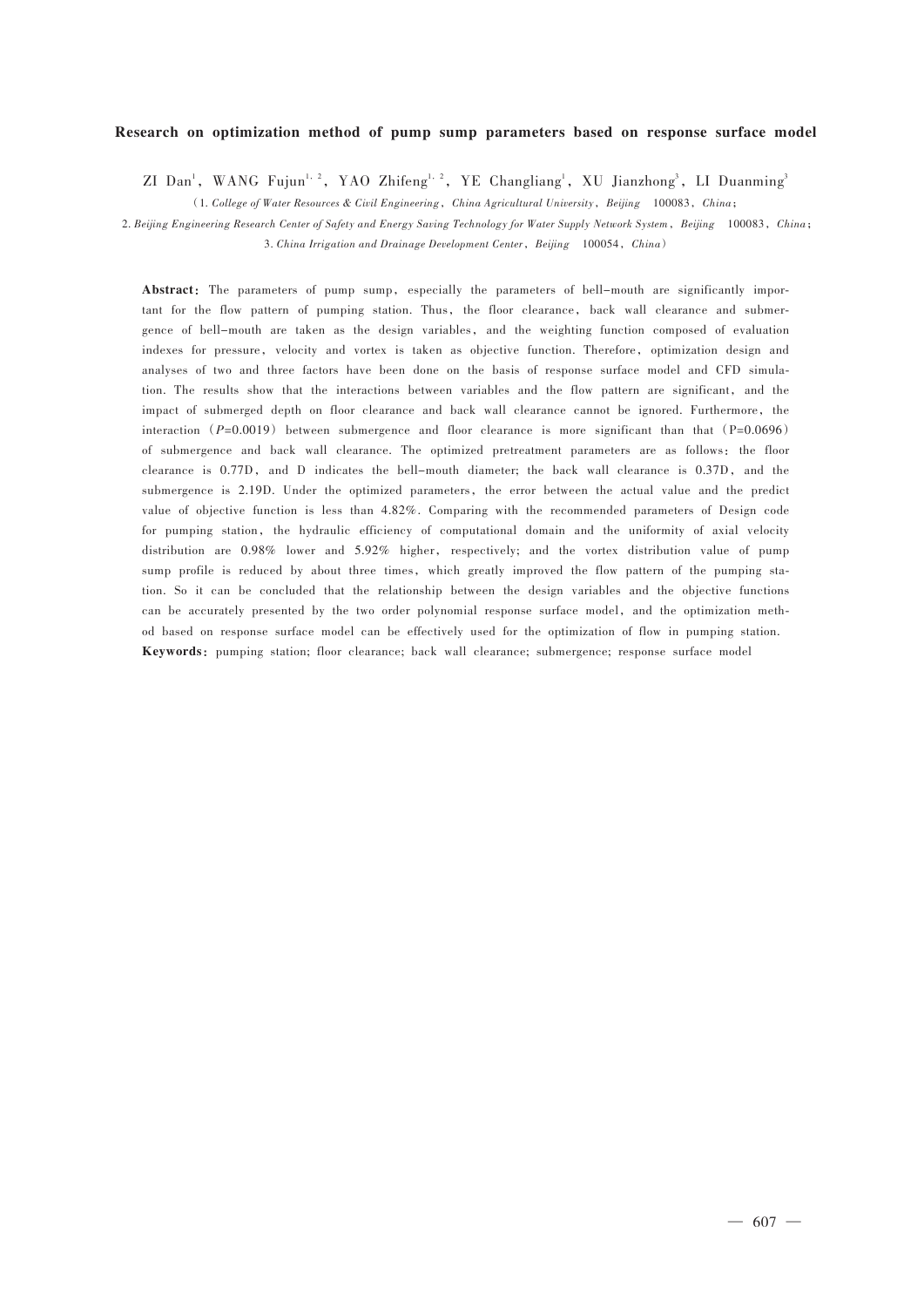## Research on optimization method of pump sump parameters based on response surface model

ZI Dan[1], WANG Fujun[1,2], YAO Zhifeng[1,2], YE Changliang[1], XU Jianzhong[3], LI Duanming[3]

(1. *College of Water Resources & Civil Engineering*, *China Agricultural University*, *Beijing* 100083, *China*;
2. *Beijing Engineering Research Center of Safety and Energy Saving Technology for Water Supply Network System*, *Beijing* 100083, *China*;
3. *China Irrigation and Drainage Development Center*, *Beijing* 100054, *China*)

**Abstract**: The parameters of pump sump, especially the parameters of bell-mouth are significantly important for the flow pattern of pumping station. Thus, the floor clearance, back wall clearance and submergence of bell-mouth are taken as the design variables, and the weighting function composed of evaluation indexes for pressure, velocity and vortex is taken as objective function. Therefore, optimization design and analyses of two and three factors have been done on the basis of response surface model and CFD simulation. The results show that the interactions between variables and the flow pattern are significant, and the impact of submerged depth on floor clearance and back wall clearance cannot be ignored. Furthermore, the interaction ($P$=0.0019) between submergence and floor clearance is more significant than that (P=0.0696) of submergence and back wall clearance. The optimized pretreatment parameters are as follows: the floor clearance is 0.77D, and D indicates the bell-mouth diameter; the back wall clearance is 0.37D, and the submergence is 2.19D. Under the optimized parameters, the error between the actual value and the predict value of objective function is less than 4.82%. Comparing with the recommended parameters of Design code for pumping station, the hydraulic efficiency of computational domain and the uniformity of axial velocity distribution are 0.98% lower and 5.92% higher, respectively; and the vortex distribution value of pump sump profile is reduced by about three times, which greatly improved the flow pattern of the pumping station. So it can be concluded that the relationship between the design variables and the objective functions can be accurately presented by the two order polynomial response surface model, and the optimization method based on response surface model can be effectively used for the optimization of flow in pumping station.

**Keywords**: pumping station; floor clearance; back wall clearance; submergence; response surface model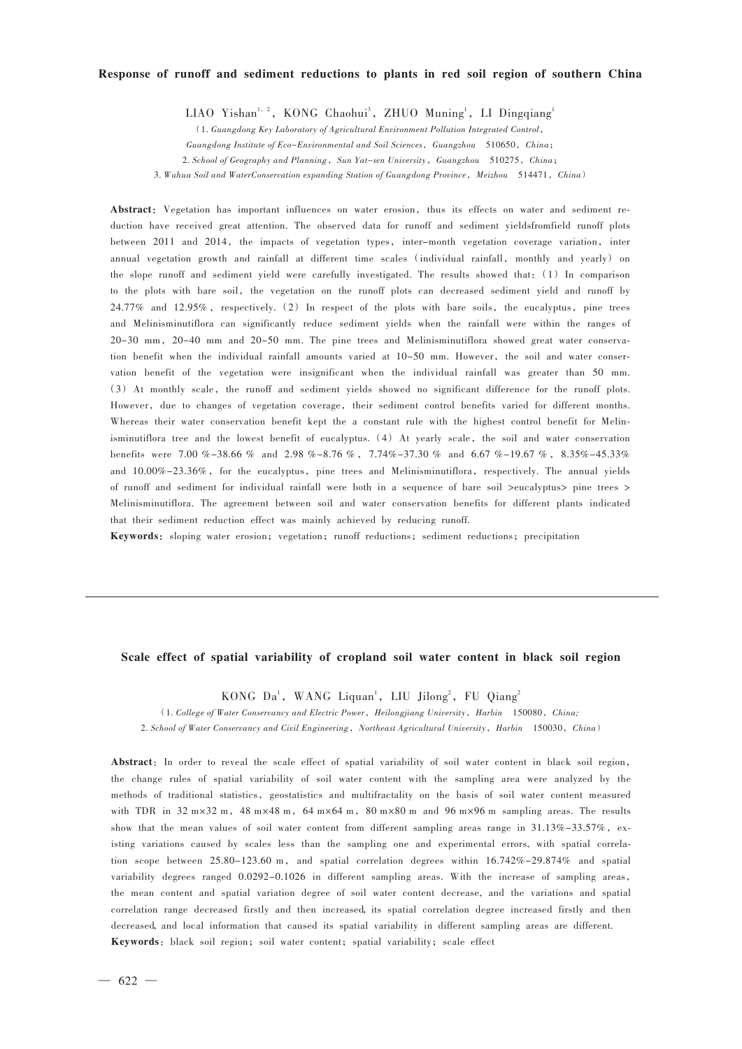## Response of runoff and sediment reductions to plants in red soil region of southern China

LIAO Yishan[1,2], KONG Chaohui[3], ZHUO Muning[1], LI Dingqiang[1]

(1. *Guangdong Key Laboratory of Agricultural Environment Pollution Integrated Control*, *Guangdong Institute of Eco-Environmental and Soil Sciences*, *Guangzhou* 510650, *China*; 2. *School of Geography and Planning*, *Sun Yat-sen University*, *Guangzhou* 510275, *China*; 3. *Wuhua Soil and WaterConservation expanding Station of Guangdong Province*, *Meizhou* 514471, *China*)

**Abstract**: Vegetation has important influences on water erosion, thus its effects on water and sediment reduction have received great attention. The observed data for runoff and sediment yieldsfromfield runoff plots between 2011 and 2014, the impacts of vegetation types, inter-month vegetation coverage variation, inter annual vegetation growth and rainfall at different time scales (individual rainfall, monthly and yearly) on the slope runoff and sediment yield were carefully investigated. The results showed that: (1) In comparison to the plots with bare soil, the vegetation on the runoff plots can decreased sediment yield and runoff by 24.77% and 12.95%, respectively. (2) In respect of the plots with bare soils, the eucalyptus, pine trees and Melinisminutiflora can significantly reduce sediment yields when the rainfall were within the ranges of 20–30 mm, 20–40 mm and 20–50 mm. The pine trees and Melinisminutiflora showed great water conservation benefit when the individual rainfall amounts varied at 10–50 mm. However, the soil and water conservation benefit of the vegetation were insignificant when the individual rainfall was greater than 50 mm. (3) At monthly scale, the runoff and sediment yields showed no significant difference for the runoff plots. However, due to changes of vegetation coverage, their sediment control benefits varied for different months. Whereas their water conservation benefit kept the a constant rule with the highest control benefit for Melinisminutiflora tree and the lowest benefit of eucalyptus. (4) At yearly scale, the soil and water conservation benefits were 7.00 %–38.66 % and 2.98 %–8.76 %, 7.74%–37.30 % and 6.67 %–19.67 %, 8.35%–45.33% and 10.00%–23.36%, for the eucalyptus, pine trees and Melinisminutiflora, respectively. The annual yields of runoff and sediment for individual rainfall were both in a sequence of bare soil >eucalyptus> pine trees > Melinisminutiflora. The agreement between soil and water conservation benefits for different plants indicated that their sediment reduction effect was mainly achieved by reducing runoff.

**Keywords**: sloping water erosion; vegetation; runoff reductions; sediment reductions; precipitation

---

## Scale effect of spatial variability of cropland soil water content in black soil region

KONG Da[1], WANG Liquan[1], LIU Jilong[2], FU Qiang[2]

(1. *College of Water Conservancy and Electric Power*, *Heilongjiang University*, *Harbin* 150080, *China;* 2. *School of Water Conservancy and Civil Engineering*, *Northeast Agricultural University*, *Harbin* 150030, *China*)

**Abstract**: In order to reveal the scale effect of spatial variability of soil water content in black soil region, the change rules of spatial variability of soil water content with the sampling area were analyzed by the methods of traditional statistics, geostatistics and multifractality on the basis of soil water content measured with TDR in 32 m×32 m, 48 m×48 m, 64 m×64 m, 80 m×80 m and 96 m×96 m sampling areas. The results show that the mean values of soil water content from different sampling areas range in 31.13%–33.57%, existing variations caused by scales less than the sampling one and experimental errors, with spatial correlation scope between 25.80–123.60 m, and spatial correlation degrees within 16.742%–29.874% and spatial variability degrees ranged 0.0292–0.1026 in different sampling areas. With the increase of sampling areas, the mean content and spatial variation degree of soil water content decrease, and the variations and spatial correlation range decreased firstly and then increased, its spatial correlation degree increased firstly and then decreased, and local information that caused its spatial variability in different sampling areas are different.

**Keywords**: black soil region; soil water content; spatial variability; scale effect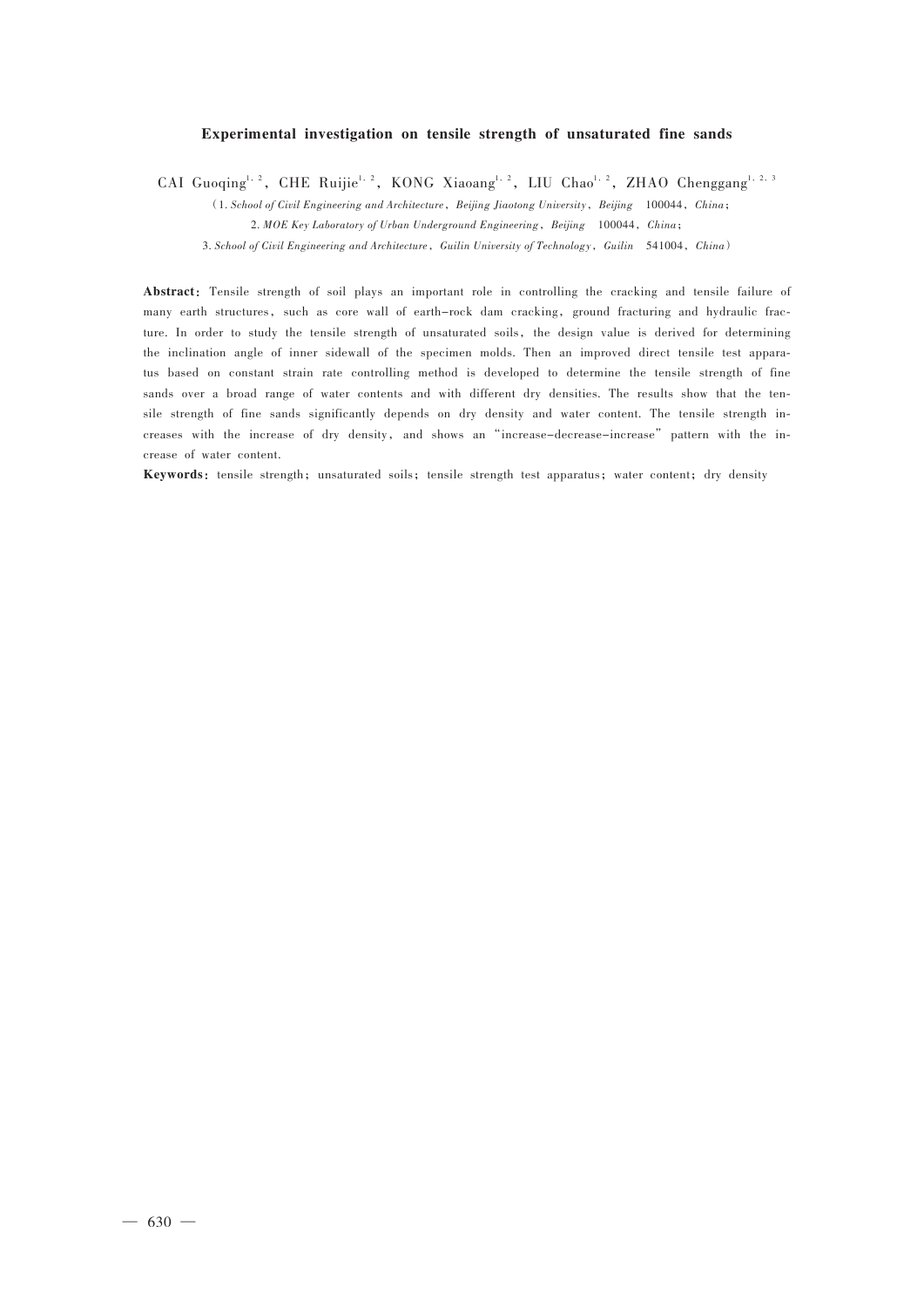## Experimental investigation on tensile strength of unsaturated fine sands

CAI Guoqing[1,2], CHE Ruijie[1,2], KONG Xiaoang[1,2], LIU Chao[1,2], ZHAO Chenggang[1,2,3]

(1. *School of Civil Engineering and Architecture*, *Beijing Jiaotong University*, *Beijing* 100044, *China*;
2. *MOE Key Laboratory of Urban Underground Engineering*, *Beijing* 100044, *China*;
3. *School of Civil Engineering and Architecture*, *Guilin University of Technology*, *Guilin* 541004, *China*)

**Abstract**: Tensile strength of soil plays an important role in controlling the cracking and tensile failure of many earth structures, such as core wall of earth-rock dam cracking, ground fracturing and hydraulic fracture. In order to study the tensile strength of unsaturated soils, the design value is derived for determining the inclination angle of inner sidewall of the specimen molds. Then an improved direct tensile test apparatus based on constant strain rate controlling method is developed to determine the tensile strength of fine sands over a broad range of water contents and with different dry densities. The results show that the tensile strength of fine sands significantly depends on dry density and water content. The tensile strength increases with the increase of dry density, and shows an "increase-decrease-increase" pattern with the increase of water content.

**Keywords**: tensile strength; unsaturated soils; tensile strength test apparatus; water content; dry density